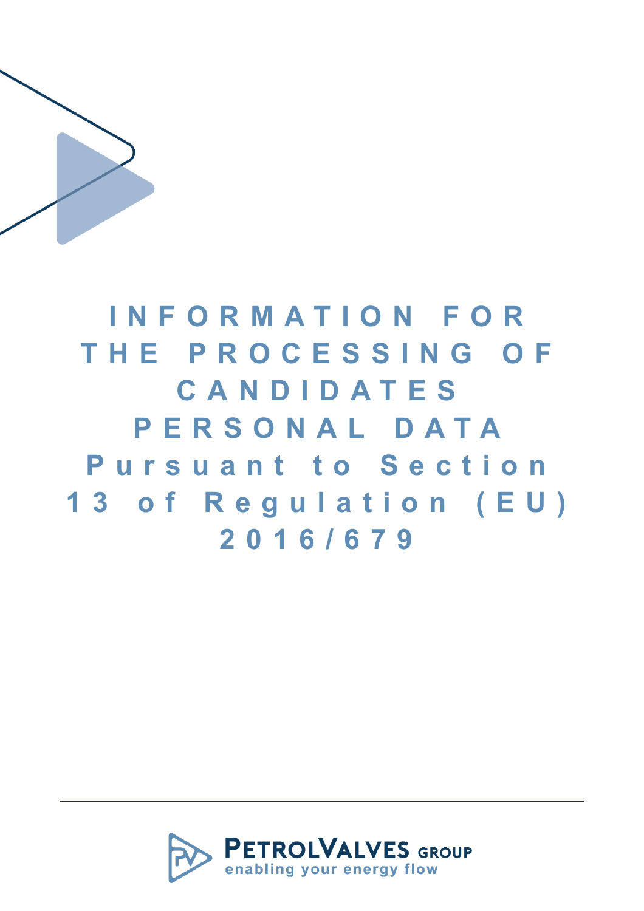# INFORMATION FOR THE PROCESSING OF CANDIDATES PERSONAL DATA

## Pursuant to Section 13 of Regulation (EU) 2016/679

PETROLVALVES GROUP

enabling your energy flow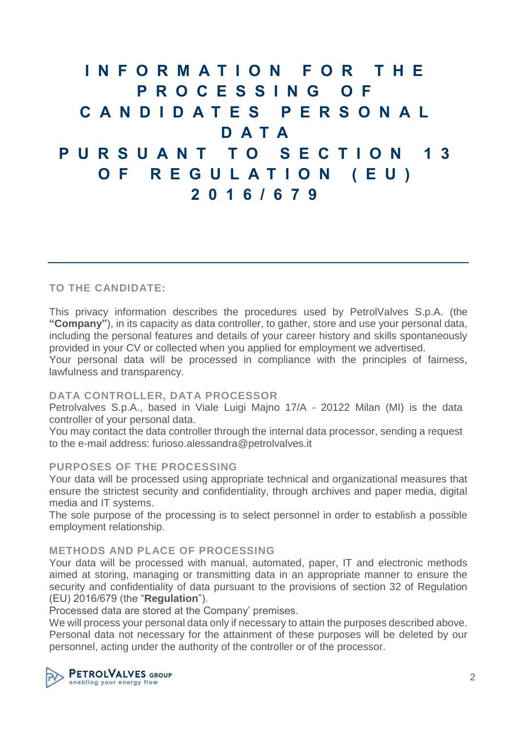# INFORMATION FOR THE PROCESSING OF CANDIDATES PERSONAL DATA PURSUANT TO SECTION 13 OF REGULATION (EU) 2016/679

## TO THE CANDIDATE:

This privacy information describes the procedures used by PetrolValves S.p.A. (the **"Company"**), in its capacity as data controller, to gather, store and use your personal data, including the personal features and details of your career history and skills spontaneously provided in your CV or collected when you applied for employment we advertised.
Your personal data will be processed in compliance with the principles of fairness, lawfulness and transparency.

## DATA CONTROLLER, DATA PROCESSOR

Petrolvalves S.p.A., based in Viale Luigi Majno 17/A - 20122 Milan (MI) is the data controller of your personal data.
You may contact the data controller through the internal data processor, sending a request to the e-mail address: furioso.alessandra@petrolvalves.it

## PURPOSES OF THE PROCESSING

Your data will be processed using appropriate technical and organizational measures that ensure the strictest security and confidentiality, through archives and paper media, digital media and IT systems.
The sole purpose of the processing is to select personnel in order to establish a possible employment relationship.

## METHODS AND PLACE OF PROCESSING

Your data will be processed with manual, automated, paper, IT and electronic methods aimed at storing, managing or transmitting data in an appropriate manner to ensure the security and confidentiality of data pursuant to the provisions of section 32 of Regulation (EU) 2016/679 (the "**Regulation**").
Processed data are stored at the Company' premises.
We will process your personal data only if necessary to attain the purposes described above. Personal data not necessary for the attainment of these purposes will be deleted by our personnel, acting under the authority of the controller or of the processor.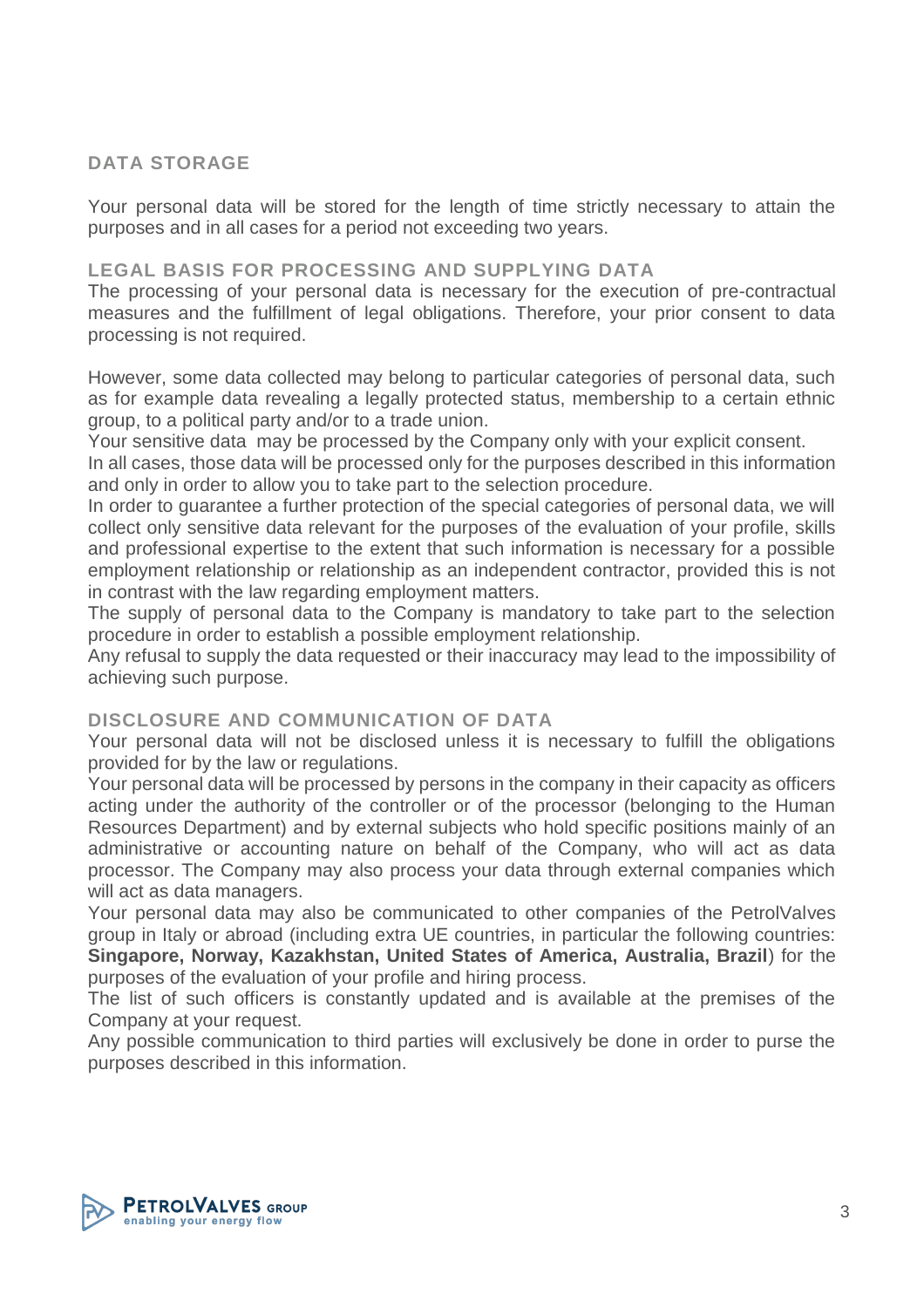## DATA STORAGE

Your personal data will be stored for the length of time strictly necessary to attain the purposes and in all cases for a period not exceeding two years.

## LEGAL BASIS FOR PROCESSING AND SUPPLYING DATA

The processing of your personal data is necessary for the execution of pre-contractual measures and the fulfillment of legal obligations. Therefore, your prior consent to data processing is not required.

However, some data collected may belong to particular categories of personal data, such as for example data revealing a legally protected status, membership to a certain ethnic group, to a political party and/or to a trade union.
Your sensitive data may be processed by the Company only with your explicit consent.
In all cases, those data will be processed only for the purposes described in this information and only in order to allow you to take part to the selection procedure.
In order to guarantee a further protection of the special categories of personal data, we will collect only sensitive data relevant for the purposes of the evaluation of your profile, skills and professional expertise to the extent that such information is necessary for a possible employment relationship or relationship as an independent contractor, provided this is not in contrast with the law regarding employment matters.
The supply of personal data to the Company is mandatory to take part to the selection procedure in order to establish a possible employment relationship.
Any refusal to supply the data requested or their inaccuracy may lead to the impossibility of achieving such purpose.

## DISCLOSURE AND COMMUNICATION OF DATA

Your personal data will not be disclosed unless it is necessary to fulfill the obligations provided for by the law or regulations.
Your personal data will be processed by persons in the company in their capacity as officers acting under the authority of the controller or of the processor (belonging to the Human Resources Department) and by external subjects who hold specific positions mainly of an administrative or accounting nature on behalf of the Company, who will act as data processor. The Company may also process your data through external companies which will act as data managers.
Your personal data may also be communicated to other companies of the PetrolValves group in Italy or abroad (including extra UE countries, in particular the following countries: **Singapore, Norway, Kazakhstan, United States of America, Australia, Brazil**) for the purposes of the evaluation of your profile and hiring process.
The list of such officers is constantly updated and is available at the premises of the Company at your request.
Any possible communication to third parties will exclusively be done in order to purse the purposes described in this information.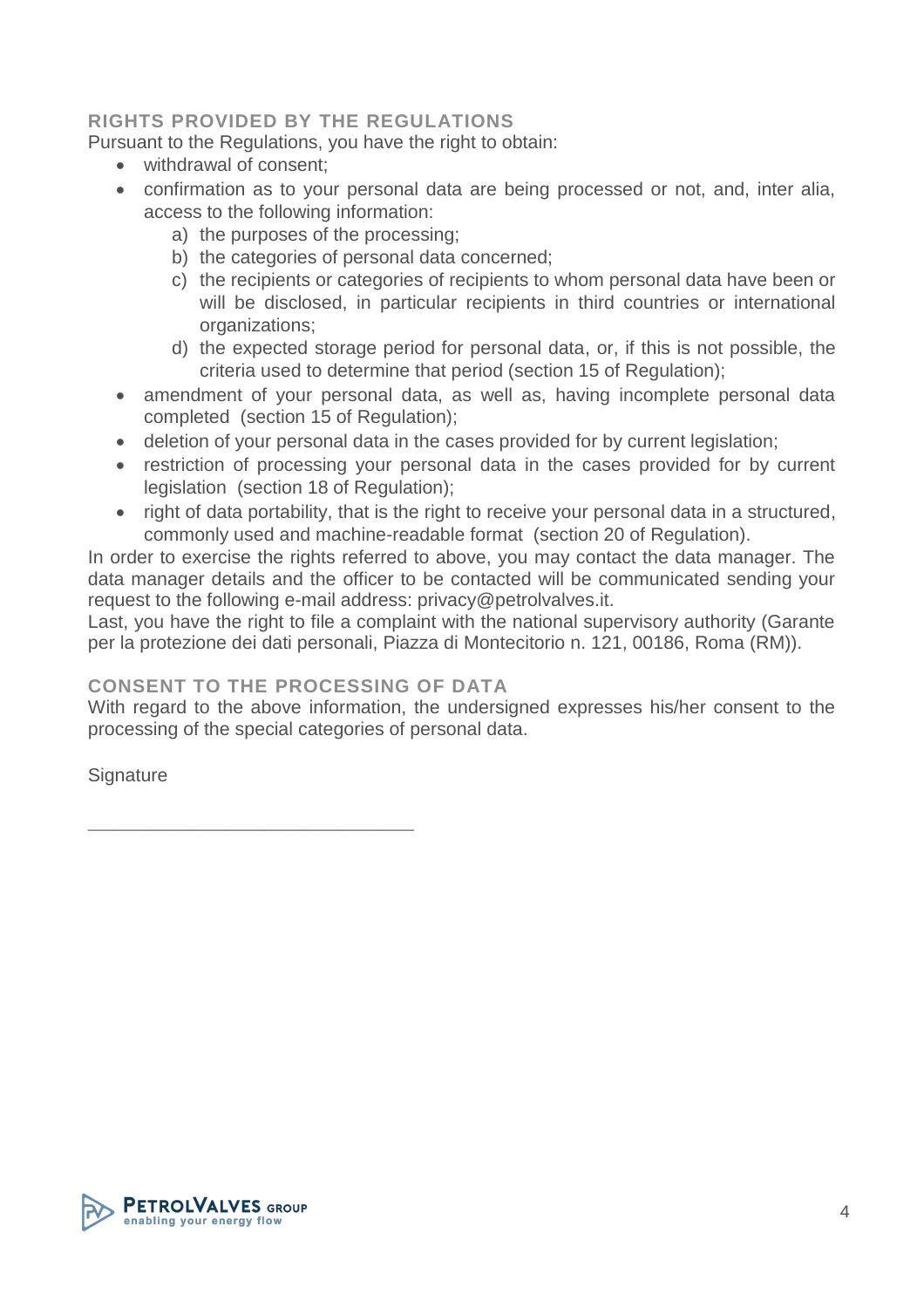## RIGHTS PROVIDED BY THE REGULATIONS

Pursuant to the Regulations, you have the right to obtain:

- withdrawal of consent;
- confirmation as to your personal data are being processed or not, and, inter alia, access to the following information:
    a) the purposes of the processing;
    b) the categories of personal data concerned;
    c) the recipients or categories of recipients to whom personal data have been or will be disclosed, in particular recipients in third countries or international organizations;
    d) the expected storage period for personal data, or, if this is not possible, the criteria used to determine that period (section 15 of Regulation);
- amendment of your personal data, as well as, having incomplete personal data completed (section 15 of Regulation);
- deletion of your personal data in the cases provided for by current legislation;
- restriction of processing your personal data in the cases provided for by current legislation (section 18 of Regulation);
- right of data portability, that is the right to receive your personal data in a structured, commonly used and machine-readable format (section 20 of Regulation).

In order to exercise the rights referred to above, you may contact the data manager. The data manager details and the officer to be contacted will be communicated sending your request to the following e-mail address: privacy@petrolvalves.it.

Last, you have the right to file a complaint with the national supervisory authority (Garante per la protezione dei dati personali, Piazza di Montecitorio n. 121, 00186, Roma (RM)).

## CONSENT TO THE PROCESSING OF DATA

With regard to the above information, the undersigned expresses his/her consent to the processing of the special categories of personal data.

Signature

______________________________